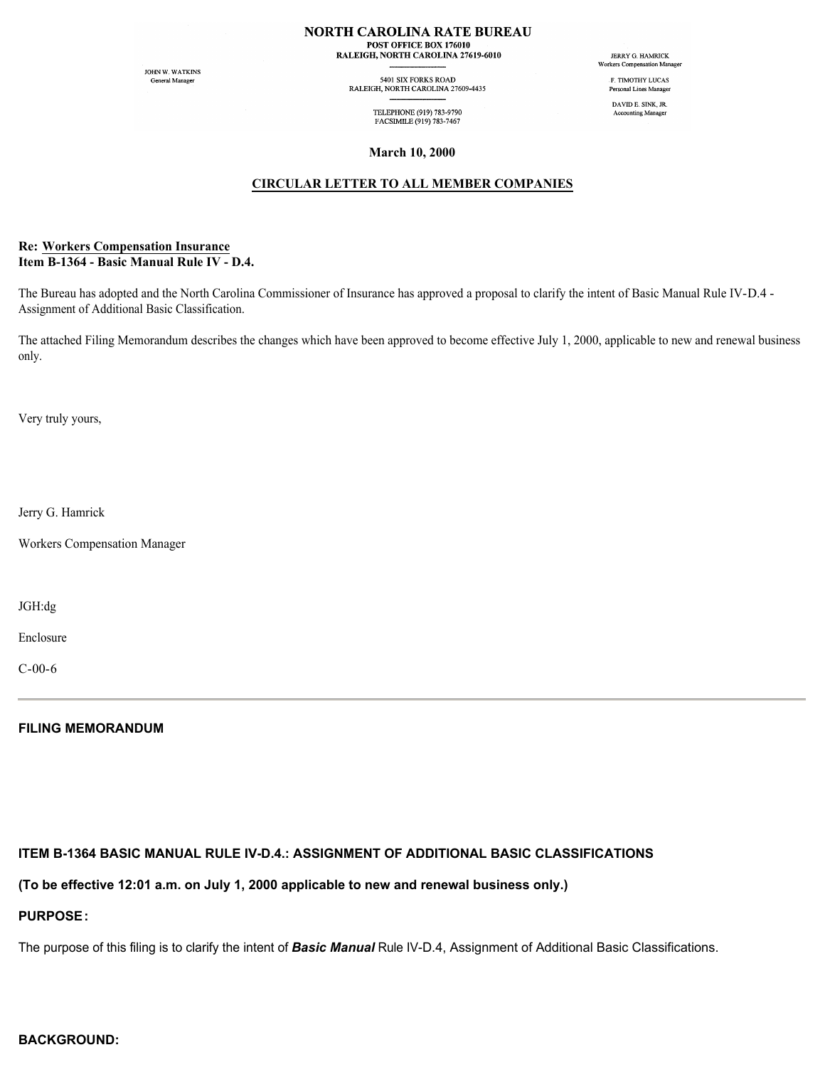# NORTH CAROLINA RATE BUREAU

POST OFFICE BOX 176010
RALEIGH, NORTH CAROLINA 27619-6010

5401 SIX FORKS ROAD
RALEIGH, NORTH CAROLINA 27609-4435

TELEPHONE (919) 783-9790
FACSIMILE (919) 783-7467

JOHN W. WATKINS
General Manager

JERRY G. HAMRICK
Workers Compensation Manager

F. TIMOTHY LUCAS
Personal Lines Manager

DAVID E. SINK, JR.
Accounting Manager

**March 10, 2000**

**CIRCULAR LETTER TO ALL MEMBER COMPANIES**

**Re: Workers Compensation Insurance**
**Item B-1364 - Basic Manual Rule IV - D.4.**

The Bureau has adopted and the North Carolina Commissioner of Insurance has approved a proposal to clarify the intent of Basic Manual Rule IV-D.4 - Assignment of Additional Basic Classification.

The attached Filing Memorandum describes the changes which have been approved to become effective July 1, 2000, applicable to new and renewal business only.

Very truly yours,

Jerry G. Hamrick

Workers Compensation Manager

JGH:dg

Enclosure

C-00-6

---

**FILING MEMORANDUM**

**ITEM B-1364 BASIC MANUAL RULE IV-D.4.: ASSIGNMENT OF ADDITIONAL BASIC CLASSIFICATIONS**

**(To be effective 12:01 a.m. on July 1, 2000 applicable to new and renewal business only.)**

**PURPOSE:**

The purpose of this filing is to clarify the intent of ***Basic Manual*** Rule IV-D.4, Assignment of Additional Basic Classifications.

**BACKGROUND:**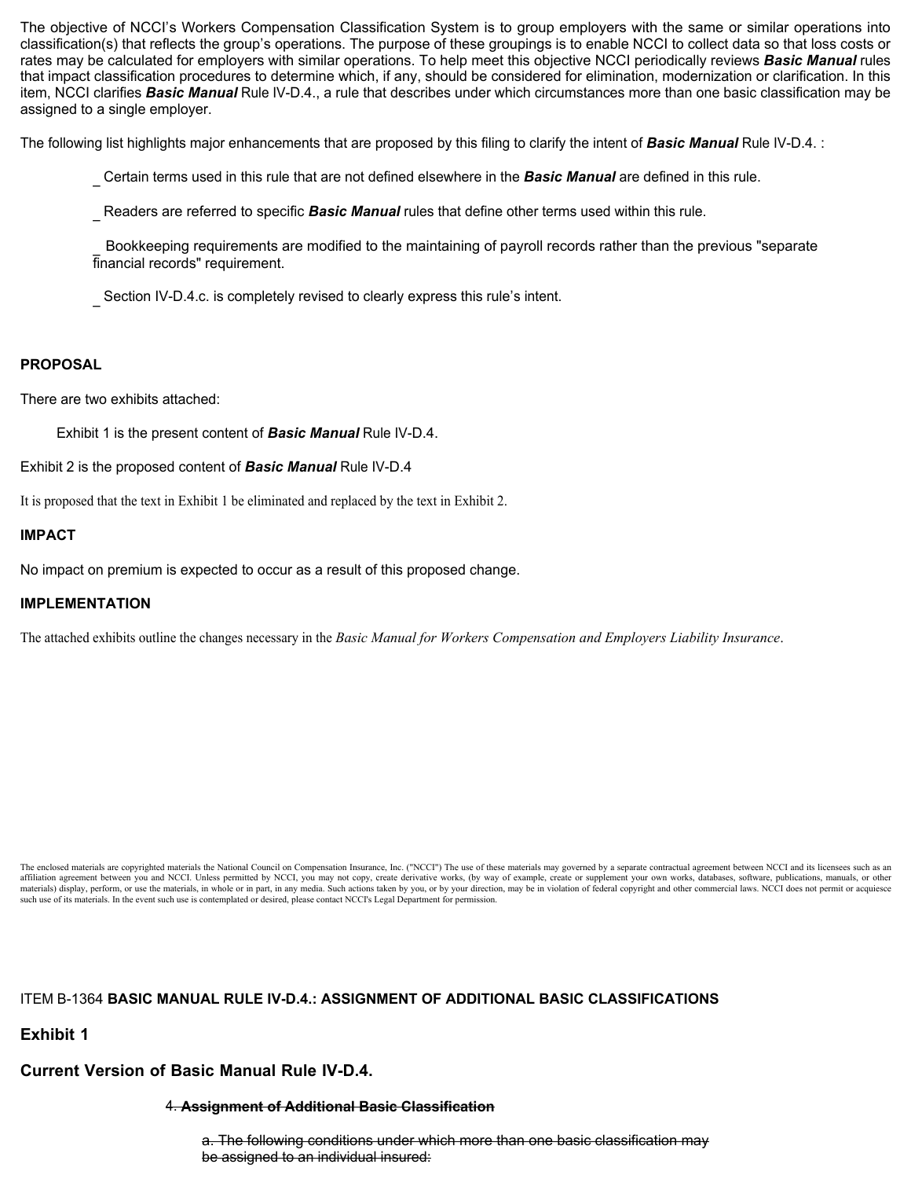The objective of NCCI's Workers Compensation Classification System is to group employers with the same or similar operations into classification(s) that reflects the group's operations. The purpose of these groupings is to enable NCCI to collect data so that loss costs or rates may be calculated for employers with similar operations. To help meet this objective NCCI periodically reviews ***Basic Manual*** rules that impact classification procedures to determine which, if any, should be considered for elimination, modernization or clarification. In this item, NCCI clarifies ***Basic Manual*** Rule IV-D.4., a rule that describes under which circumstances more than one basic classification may be assigned to a single employer.

The following list highlights major enhancements that are proposed by this filing to clarify the intent of ***Basic Manual*** Rule IV-D.4. :

- Certain terms used in this rule that are not defined elsewhere in the ***Basic Manual*** are defined in this rule.
- Readers are referred to specific ***Basic Manual*** rules that define other terms used within this rule.
- Bookkeeping requirements are modified to the maintaining of payroll records rather than the previous "separate financial records" requirement.
- Section IV-D.4.c. is completely revised to clearly express this rule's intent.

**PROPOSAL**

There are two exhibits attached:

Exhibit 1 is the present content of ***Basic Manual*** Rule IV-D.4.

Exhibit 2 is the proposed content of ***Basic Manual*** Rule IV-D.4

It is proposed that the text in Exhibit 1 be eliminated and replaced by the text in Exhibit 2.

**IMPACT**

No impact on premium is expected to occur as a result of this proposed change.

**IMPLEMENTATION**

The attached exhibits outline the changes necessary in the *Basic Manual for Workers Compensation and Employers Liability Insurance*.

The enclosed materials are copyrighted materials the National Council on Compensation Insurance, Inc. ("NCCI") The use of these materials may governed by a separate contractual agreement between NCCI and its licensees such as an affiliation agreement between you and NCCI. Unless permitted by NCCI, you may not copy, create derivative works, (by way of example, create or supplement your own works, databases, software, publications, manuals, or other materials) display, perform, or use the materials, in whole or in part, in any media. Such actions taken by you, or by your direction, may be in violation of federal copyright and other commercial laws. NCCI does not permit or acquiesce such use of its materials. In the event such use is contemplated or desired, please contact NCCI's Legal Department for permission.

ITEM B-1364 **BASIC MANUAL RULE IV-D.4.: ASSIGNMENT OF ADDITIONAL BASIC CLASSIFICATIONS**

## Exhibit 1

## Current Version of Basic Manual Rule IV-D.4.

4. ~~**Assignment of Additional Basic Classification**~~

~~a. The following conditions under which more than one basic classification may be assigned to an individual insured:~~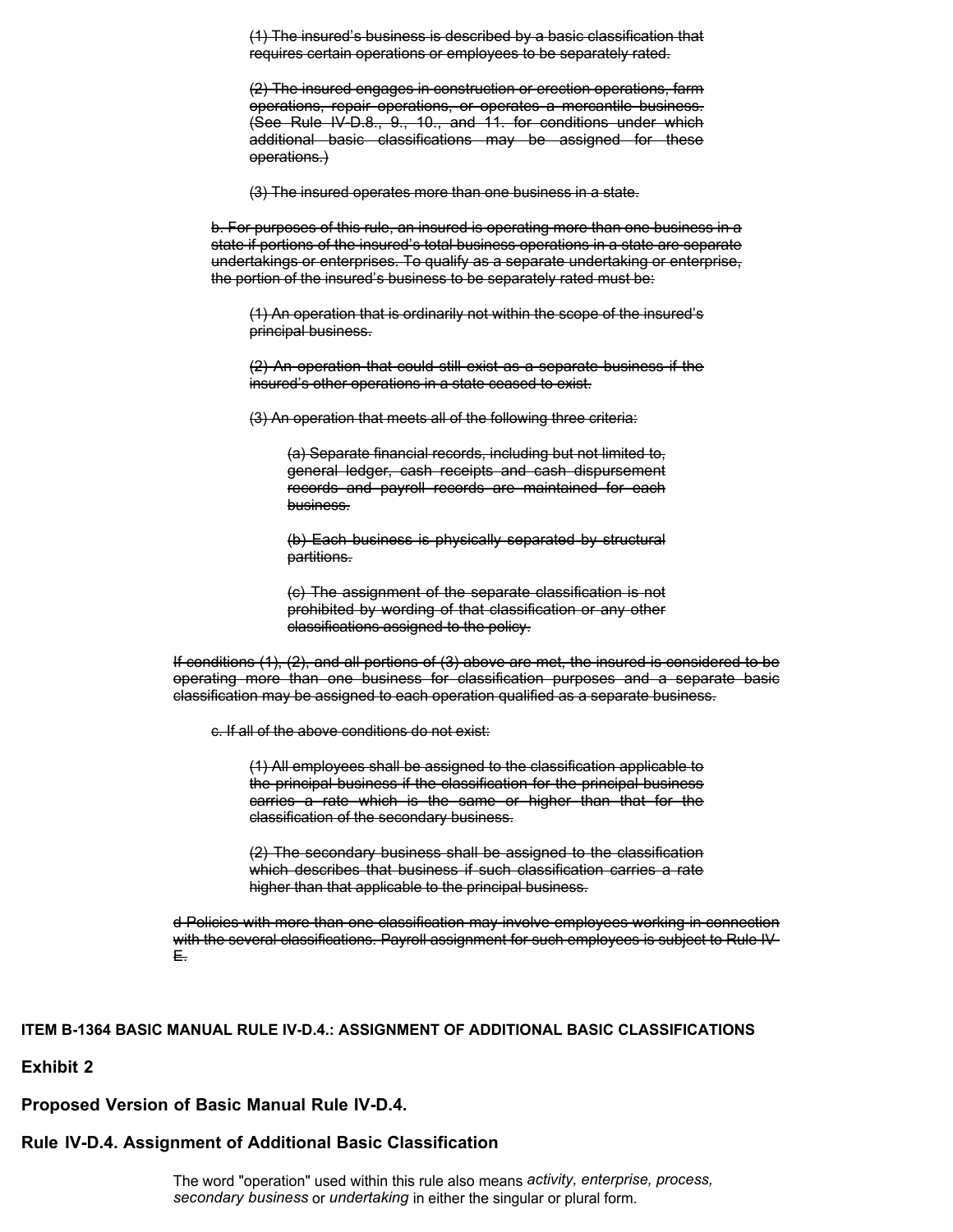~~(1) The insured's business is described by a basic classification that requires certain operations or employees to be separately rated.~~

~~(2) The insured engages in construction or erection operations, farm operations, repair operations, or operates a mercantile business. (See Rule IV-D.8., 9., 10., and 11. for conditions under which additional basic classifications may be assigned for these operations.)~~

~~(3) The insured operates more than one business in a state.~~

~~b. For purposes of this rule, an insured is operating more than one business in a state if portions of the insured's total business operations in a state are separate undertakings or enterprises. To qualify as a separate undertaking or enterprise, the portion of the insured's business to be separately rated must be:~~

~~(1) An operation that is ordinarily not within the scope of the insured's principal business.~~

~~(2) An operation that could still exist as a separate business if the insured's other operations in a state ceased to exist.~~

~~(3) An operation that meets all of the following three criteria:~~

~~(a) Separate financial records, including but not limited to, general ledger, cash receipts and cash dispursement records and payroll records are maintained for each business.~~

~~(b) Each business is physically separated by structural partitions.~~

~~(c) The assignment of the separate classification is not prohibited by wording of that classification or any other classifications assigned to the policy.~~

~~If conditions (1), (2), and all portions of (3) above are met, the insured is considered to be operating more than one business for classification purposes and a separate basic classification may be assigned to each operation qualified as a separate business.~~

~~c. If all of the above conditions do not exist:~~

~~(1) All employees shall be assigned to the classification applicable to the principal business if the classification for the principal business carries a rate which is the same or higher than that for the classification of the secondary business.~~

~~(2) The secondary business shall be assigned to the classification which describes that business if such classification carries a rate higher than that applicable to the principal business.~~

~~d Policies with more than one classification may involve employees working in connection with the several classifications. Payroll assignment for such employees is subject to Rule IV-E.~~

**ITEM B-1364 BASIC MANUAL RULE IV-D.4.: ASSIGNMENT OF ADDITIONAL BASIC CLASSIFICATIONS**

**Exhibit 2**

**Proposed Version of Basic Manual Rule IV-D.4.**

**Rule IV-D.4. Assignment of Additional Basic Classification**

The word "operation" used within this rule also means *activity, enterprise, process, secondary business* or *undertaking* in either the singular or plural form.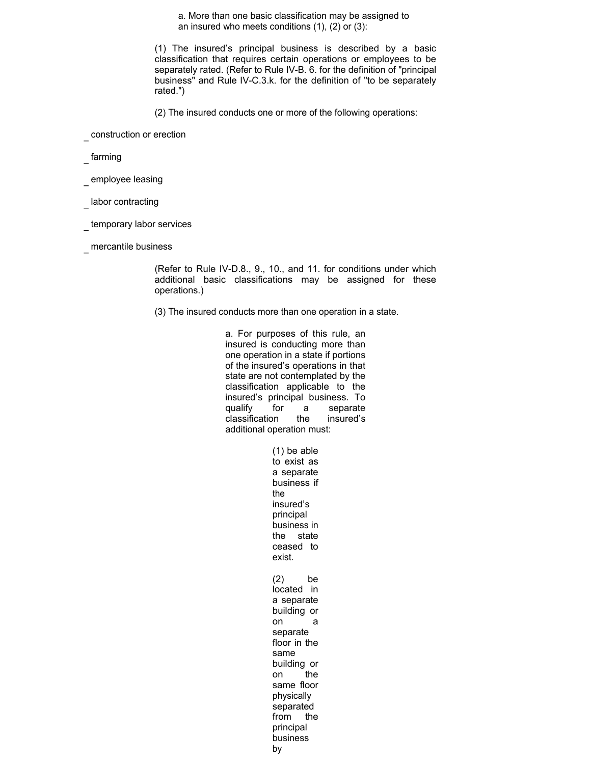a. More than one basic classification may be assigned to an insured who meets conditions (1), (2) or (3):

(1) The insured's principal business is described by a basic classification that requires certain operations or employees to be separately rated. (Refer to Rule IV-B. 6. for the definition of "principal business" and Rule IV-C.3.k. for the definition of "to be separately rated.")

(2) The insured conducts one or more of the following operations:

- construction or erection
- farming
- employee leasing
- labor contracting
- temporary labor services
- mercantile business

(Refer to Rule IV-D.8., 9., 10., and 11. for conditions under which additional basic classifications may be assigned for these operations.)

(3) The insured conducts more than one operation in a state.

a. For purposes of this rule, an insured is conducting more than one operation in a state if portions of the insured's operations in that state are not contemplated by the classification applicable to the insured's principal business. To qualify for a separate classification the insured's additional operation must:

(1) be able to exist as a separate business if the insured's principal business in the state ceased to exist.

(2) be located in a separate building or on a separate floor in the same building or on the same floor physically separated from the principal business by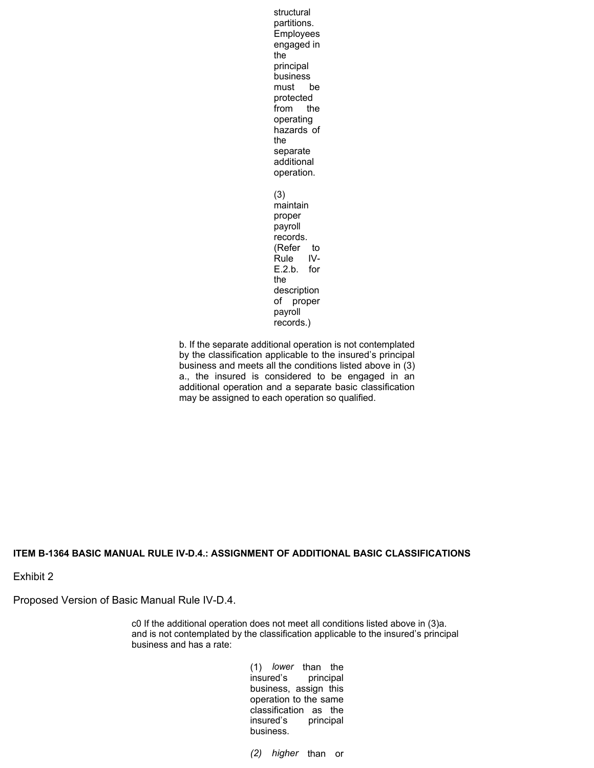structural partitions. Employees engaged in the principal business must be protected from the operating hazards of the separate additional operation.

(3) maintain proper payroll records. (Refer to Rule IV-E.2.b. for the description of proper payroll records.)

b. If the separate additional operation is not contemplated by the classification applicable to the insured's principal business and meets all the conditions listed above in (3) a., the insured is considered to be engaged in an additional operation and a separate basic classification may be assigned to each operation so qualified.

**ITEM B-1364 BASIC MANUAL RULE IV-D.4.: ASSIGNMENT OF ADDITIONAL BASIC CLASSIFICATIONS**

Exhibit 2

Proposed Version of Basic Manual Rule IV-D.4.

c0 If the additional operation does not meet all conditions listed above in (3)a. and is not contemplated by the classification applicable to the insured's principal business and has a rate:

(1) *lower* than the insured's principal business, assign this operation to the same classification as the insured's principal business.

*(2) higher* than or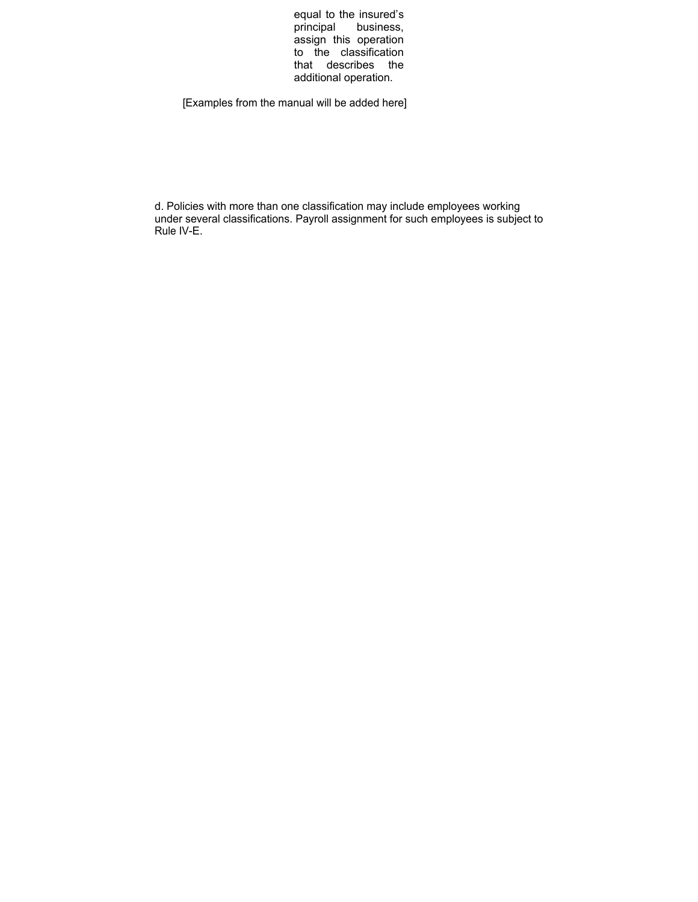equal to the insured's principal business, assign this operation to the classification that describes the additional operation.

[Examples from the manual will be added here]

d. Policies with more than one classification may include employees working under several classifications. Payroll assignment for such employees is subject to Rule IV-E.